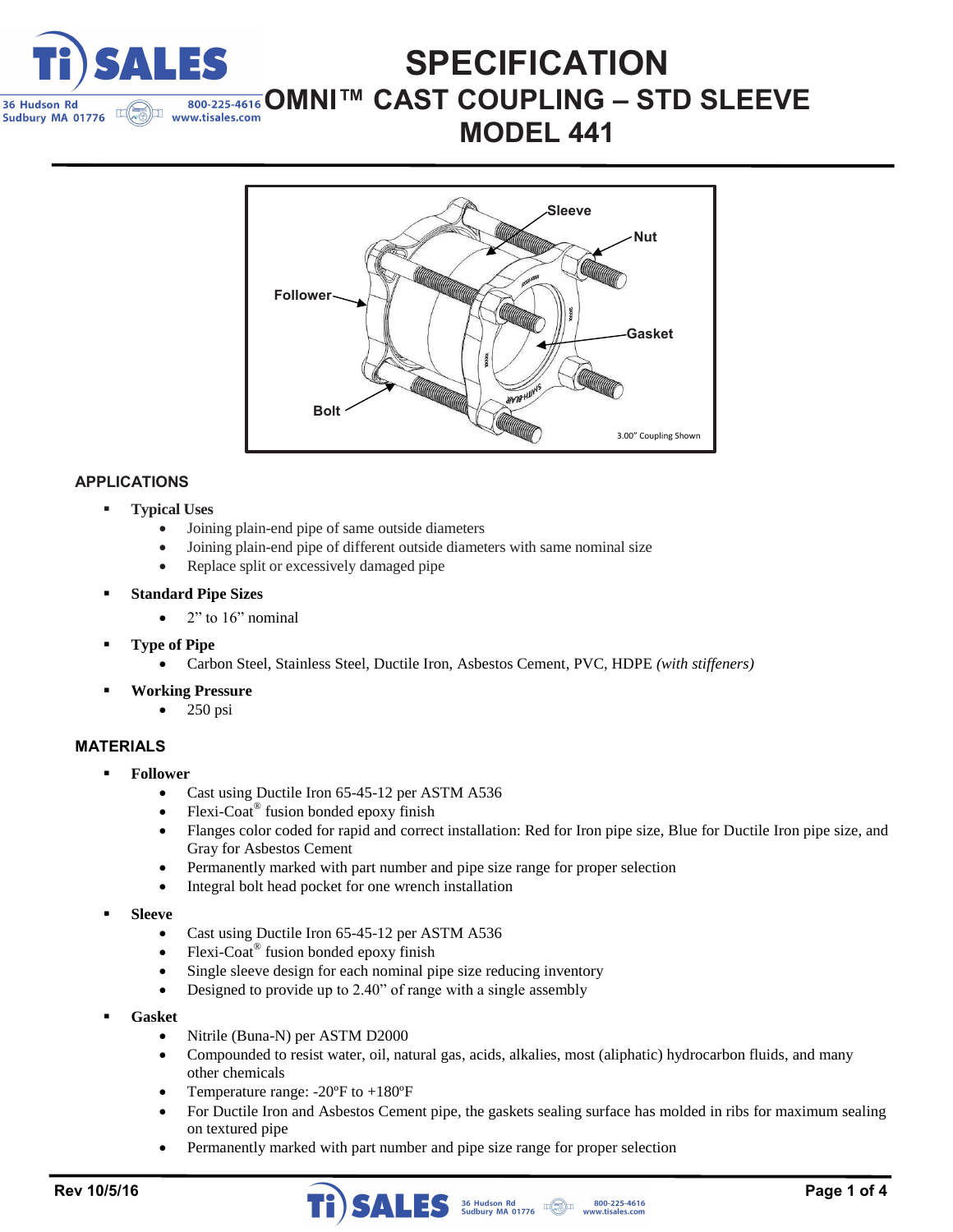# SPECIFICATION

## OMNI™ CAST COUPLING – STD SLEEVE

## MODEL 441

Sleeve
Nut
Follower
Gasket
Bolt
3.00" Coupling Shown

### APPLICATIONS

- **Typical Uses**
  - Joining plain-end pipe of same outside diameters
  - Joining plain-end pipe of different outside diameters with same nominal size
  - Replace split or excessively damaged pipe
- **Standard Pipe Sizes**
  - 2" to 16" nominal
- **Type of Pipe**
  - Carbon Steel, Stainless Steel, Ductile Iron, Asbestos Cement, PVC, HDPE *(with stiffeners)*
- **Working Pressure**
  - 250 psi

### MATERIALS

- **Follower**
  - Cast using Ductile Iron 65-45-12 per ASTM A536
  - Flexi-Coat® fusion bonded epoxy finish
  - Flanges color coded for rapid and correct installation: Red for Iron pipe size, Blue for Ductile Iron pipe size, and Gray for Asbestos Cement
  - Permanently marked with part number and pipe size range for proper selection
  - Integral bolt head pocket for one wrench installation
- **Sleeve**
  - Cast using Ductile Iron 65-45-12 per ASTM A536
  - Flexi-Coat® fusion bonded epoxy finish
  - Single sleeve design for each nominal pipe size reducing inventory
  - Designed to provide up to 2.40" of range with a single assembly
- **Gasket**
  - Nitrile (Buna-N) per ASTM D2000
  - Compounded to resist water, oil, natural gas, acids, alkalies, most (aliphatic) hydrocarbon fluids, and many other chemicals
  - Temperature range: -20ºF to +180ºF
  - For Ductile Iron and Asbestos Cement pipe, the gaskets sealing surface has molded in ribs for maximum sealing on textured pipe
  - Permanently marked with part number and pipe size range for proper selection

Rev 10/5/16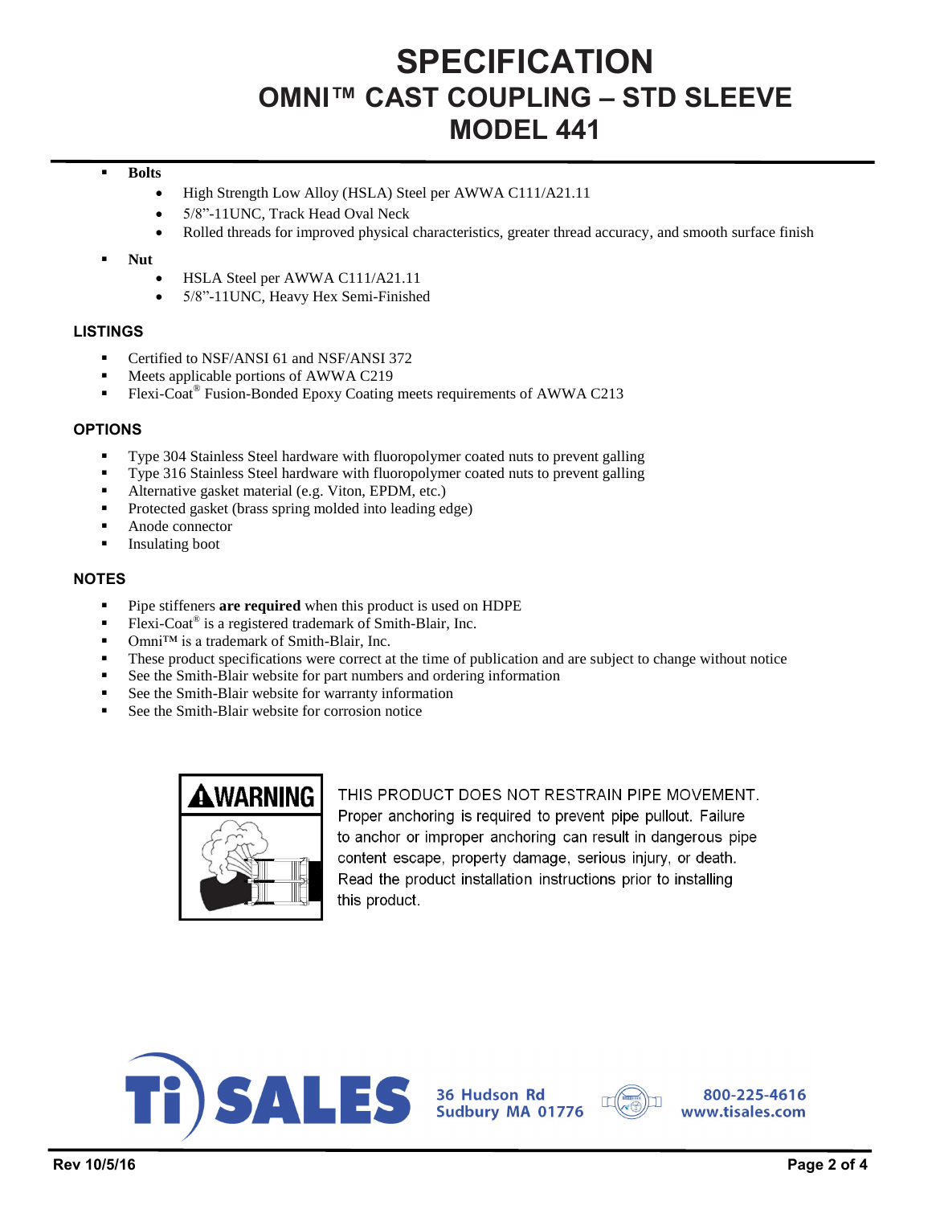# SPECIFICATION

## OMNI™ CAST COUPLING – STD SLEEVE

## MODEL 441

- **Bolts**
  - High Strength Low Alloy (HSLA) Steel per AWWA C111/A21.11
  - 5/8"-11UNC, Track Head Oval Neck
  - Rolled threads for improved physical characteristics, greater thread accuracy, and smooth surface finish
- **Nut**
  - HSLA Steel per AWWA C111/A21.11
  - 5/8"-11UNC, Heavy Hex Semi-Finished

### LISTINGS

- Certified to NSF/ANSI 61 and NSF/ANSI 372
- Meets applicable portions of AWWA C219
- Flexi-Coat® Fusion-Bonded Epoxy Coating meets requirements of AWWA C213

### OPTIONS

- Type 304 Stainless Steel hardware with fluoropolymer coated nuts to prevent galling
- Type 316 Stainless Steel hardware with fluoropolymer coated nuts to prevent galling
- Alternative gasket material (e.g. Viton, EPDM, etc.)
- Protected gasket (brass spring molded into leading edge)
- Anode connector
- Insulating boot

### NOTES

- Pipe stiffeners **are required** when this product is used on HDPE
- Flexi-Coat® is a registered trademark of Smith-Blair, Inc.
- Omni™ is a trademark of Smith-Blair, Inc.
- These product specifications were correct at the time of publication and are subject to change without notice
- See the Smith-Blair website for part numbers and ordering information
- See the Smith-Blair website for warranty information
- See the Smith-Blair website for corrosion notice

**⚠WARNING**

THIS PRODUCT DOES NOT RESTRAIN PIPE MOVEMENT. Proper anchoring is required to prevent pipe pullout. Failure to anchor or improper anchoring can result in dangerous pipe content escape, property damage, serious injury, or death. Read the product installation instructions prior to installing this product.

Ti SALES
36 Hudson Rd
Sudbury MA 01776
800-225-4616
www.tisales.com

Rev 10/5/16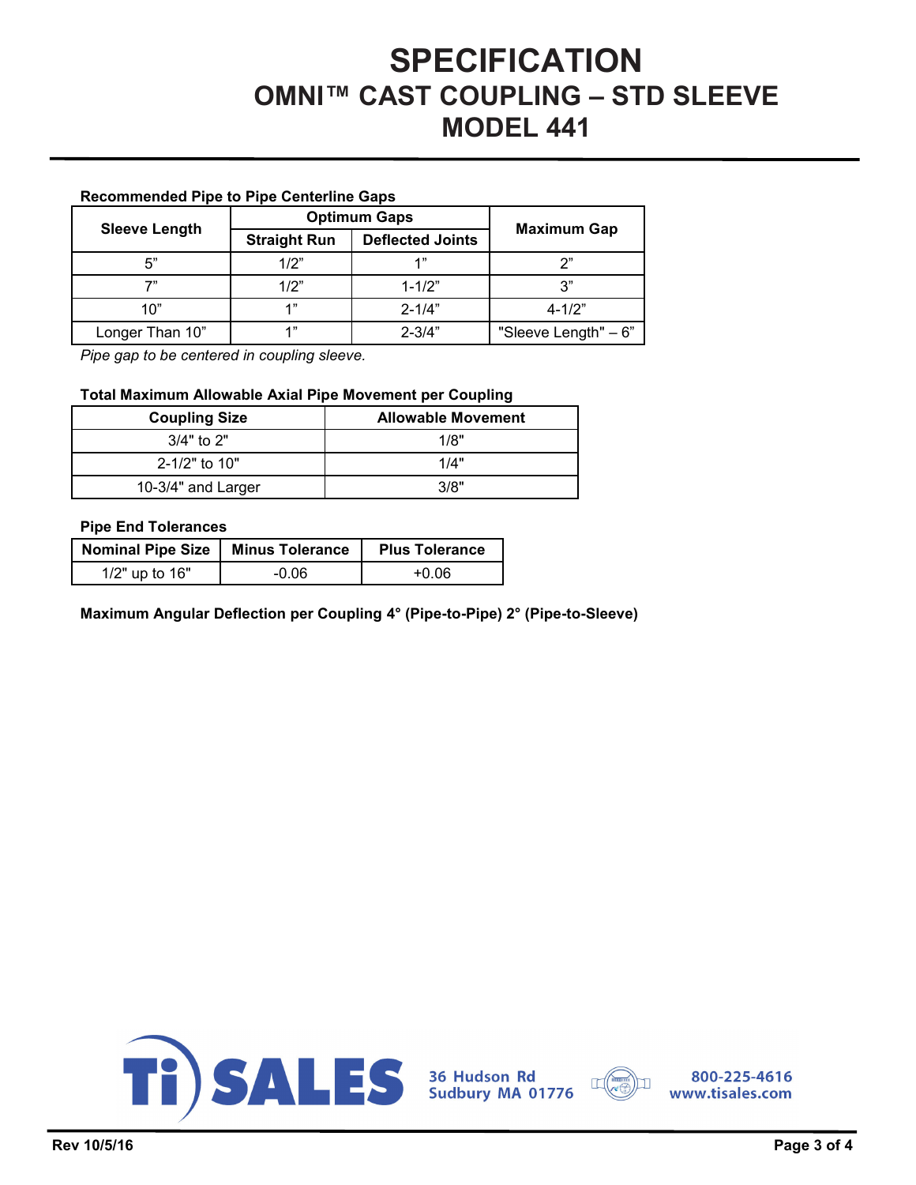# SPECIFICATION
## OMNI™ CAST COUPLING – STD SLEEVE
## MODEL 441

**Recommended Pipe to Pipe Centerline Gaps**

| Sleeve Length | Optimum Gaps | | Maximum Gap |
|---|---|---|---|
| | Straight Run | Deflected Joints | |
| 5" | 1/2" | 1" | 2" |
| 7" | 1/2" | 1-1/2" | 3" |
| 10" | 1" | 2-1/4" | 4-1/2" |
| Longer Than 10" | 1" | 2-3/4" | "Sleeve Length" – 6" |

*Pipe gap to be centered in coupling sleeve.*

**Total Maximum Allowable Axial Pipe Movement per Coupling**

| Coupling Size | Allowable Movement |
|---|---|
| 3/4" to 2" | 1/8" |
| 2-1/2" to 10" | 1/4" |
| 10-3/4" and Larger | 3/8" |

**Pipe End Tolerances**

| Nominal Pipe Size | Minus Tolerance | Plus Tolerance |
|---|---|---|
| 1/2" up to 16" | -0.06 | +0.06 |

**Maximum Angular Deflection per Coupling 4° (Pipe-to-Pipe) 2° (Pipe-to-Sleeve)**

Ti SALES 36 Hudson Rd Sudbury MA 01776 800-225-4616 www.tisales.com

Rev 10/5/16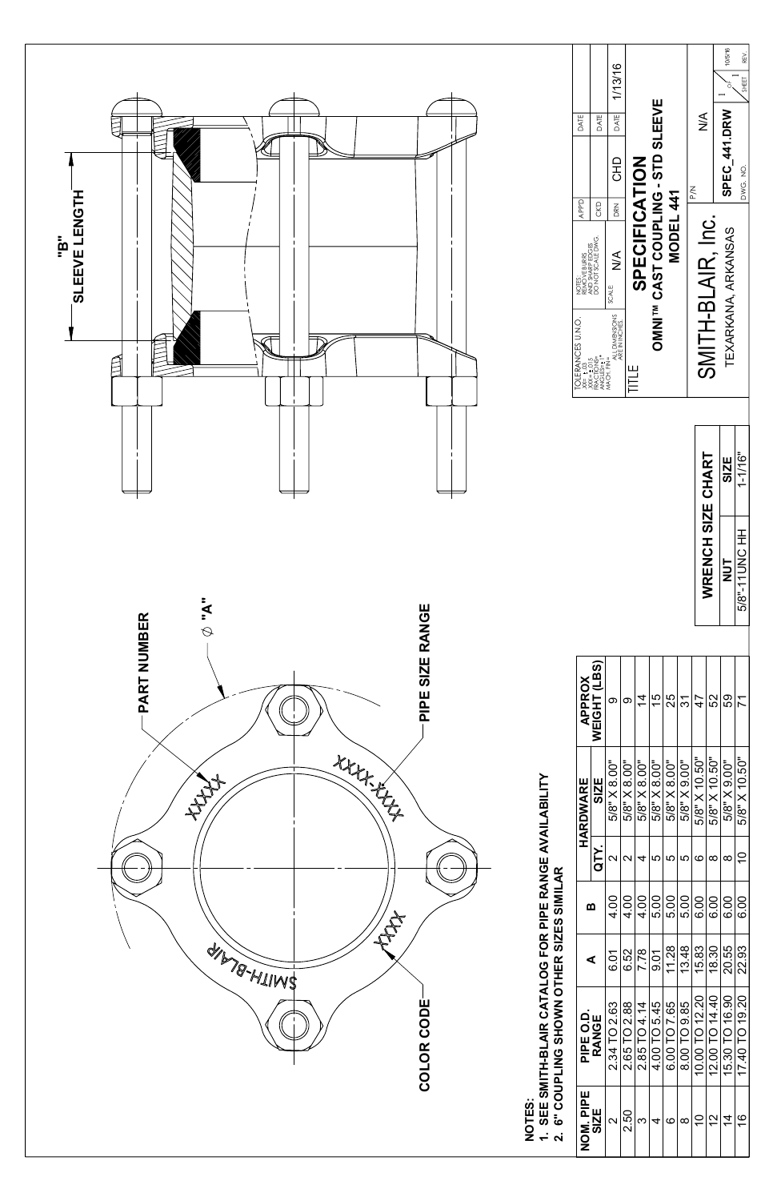"B"
SLEEVE LENGTH

PART NUMBER

⌀ "A"

XXXXX

XXXX-XXXX

PIPE SIZE RANGE

SMITH-BLAIR

XXXX

COLOR CODE

NOTES:
1. SEE SMITH-BLAIR CATALOG FOR PIPE RANGE AVAILABILITY
2. 6" COUPLING SHOWN OTHER SIZES SIMILAR

| NOM. PIPE SIZE | PIPE O.D. RANGE | A | B | HARDWARE | | APPROX WEIGHT (LBS) |
|---|---|---|---|---|---|---|
| | | | | QTY. | SIZE | |
| 2 | 2.34 TO 2.63 | 6.01 | 4.00 | 2 | 5/8" X 8.00" | 9 |
| 2.50 | 2.65 TO 2.88 | 6.52 | 4.00 | 2 | 5/8" X 8.00" | 9 |
| 3 | 2.85 TO 4.14 | 7.78 | 4.00 | 4 | 5/8" X 8.00" | 14 |
| 4 | 4.00 TO 5.45 | 9.01 | 5.00 | 5 | 5/8" X 8.00" | 15 |
| 6 | 6.00 TO 7.65 | 11.28 | 5.00 | 5 | 5/8" X 8.00" | 25 |
| 8 | 8.00 TO 9.85 | 13.48 | 5.00 | 5 | 5/8" X 9.00" | 31 |
| 10 | 10.00 TO 12.20 | 15.83 | 6.00 | 6 | 5/8" X 10.50" | 47 |
| 12 | 12.00 TO 14.40 | 18.30 | 6.00 | 8 | 5/8" X 10.50" | 52 |
| 14 | 15.30 TO 16.90 | 20.55 | 6.00 | 8 | 5/8" X 9.00" | 59 |
| 16 | 17.40 TO 19.20 | 22.93 | 6.00 | 10 | 5/8" X 10.50" | 71 |

| WRENCH SIZE CHART | |
|---|---|
| NUT | SIZE |
| 5/8"-11UNC HH | 1-1/16" |

TOLERANCES U.N.O.
.XX= ±.03
.XXX= ±.015
FRACTIONS= ±
ANGLES= ± °
MACH. FIN=
ALL DIMENSIONS ARE IN INCHES.

NOTES:
REMOVE BURRS AND SHARP EDGES
DO NOT SCALE DWG.

SCALE: N/A

| APP'D | | DATE | |
|---|---|---|---|
| CK'D | | DATE | |
| DRN | CHD | DATE | 1/13/16 |

TITLE

**SPECIFICATION**
**OMNI™ CAST COUPLING - STD SLEEVE**
**MODEL 441**

SMITH-BLAIR, Inc.
TEXARKANA, ARKANSAS

P/N N/A

SPEC_441.DRW
DWG. NO.

1 OF 1 SHEET

10/5/16 REV.